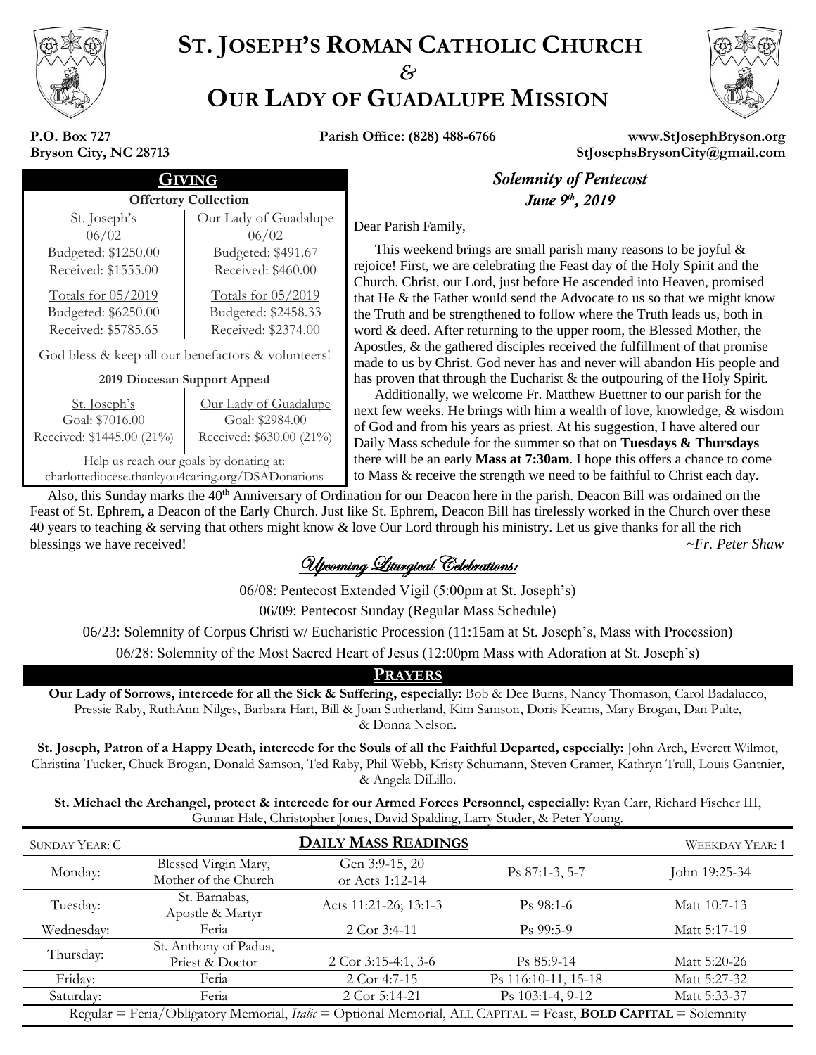# ST. JOSEPH'S ROMAN CATHOLIC CHURCH
## &
# OUR LADY OF GUADALUPE MISSION

**P.O. Box 727**
**Bryson City, NC 28713**

**Parish Office: (828) 488-6766**

**www.StJosephBryson.org**
**StJosephsBrysonCity@gmail.com**

## GIVING

**Offertory Collection**

| St. Joseph's | Our Lady of Guadalupe |
|---|---|
| 06/02 | 06/02 |
| Budgeted: $1250.00 | Budgeted: $491.67 |
| Received: $1555.00 | Received: $460.00 |
| Totals for 05/2019 | Totals for 05/2019 |
| Budgeted: $6250.00 | Budgeted: $2458.33 |
| Received: $5785.65 | Received: $2374.00 |

God bless & keep all our benefactors & volunteers!

**2019 Diocesan Support Appeal**

| St. Joseph's | Our Lady of Guadalupe |
|---|---|
| Goal: $7016.00 | Goal: $2984.00 |
| Received: $1445.00 (21%) | Received: $630.00 (21%) |

Help us reach our goals by donating at:
charlottediocese.thankyou4caring.org/DSADonations

## *Solemnity of Pentecost*
### *June 9th, 2019*

Dear Parish Family,

This weekend brings are small parish many reasons to be joyful & rejoice! First, we are celebrating the Feast day of the Holy Spirit and the Church. Christ, our Lord, just before He ascended into Heaven, promised that He & the Father would send the Advocate to us so that we might know the Truth and be strengthened to follow where the Truth leads us, both in word & deed. After returning to the upper room, the Blessed Mother, the Apostles, & the gathered disciples received the fulfillment of that promise made to us by Christ. God never has and never will abandon His people and has proven that through the Eucharist & the outpouring of the Holy Spirit.

Additionally, we welcome Fr. Matthew Buettner to our parish for the next few weeks. He brings with him a wealth of love, knowledge, & wisdom of God and from his years as priest. At his suggestion, I have altered our Daily Mass schedule for the summer so that on **Tuesdays & Thursdays** there will be an early **Mass at 7:30am**. I hope this offers a chance to come to Mass & receive the strength we need to be faithful to Christ each day.

Also, this Sunday marks the 40th Anniversary of Ordination for our Deacon here in the parish. Deacon Bill was ordained on the Feast of St. Ephrem, a Deacon of the Early Church. Just like St. Ephrem, Deacon Bill has tirelessly worked in the Church over these 40 years to teaching & serving that others might know & love Our Lord through his ministry. Let us give thanks for all the rich blessings we have received!

*~Fr. Peter Shaw*

## *Upcoming Liturgical Celebrations:*

06/08: Pentecost Extended Vigil (5:00pm at St. Joseph's)

06/09: Pentecost Sunday (Regular Mass Schedule)

06/23: Solemnity of Corpus Christi w/ Eucharistic Procession (11:15am at St. Joseph's, Mass with Procession)

06/28: Solemnity of the Most Sacred Heart of Jesus (12:00pm Mass with Adoration at St. Joseph's)

## PRAYERS

**Our Lady of Sorrows, intercede for all the Sick & Suffering, especially:** Bob & Dee Burns, Nancy Thomason, Carol Badalucco, Pressie Raby, RuthAnn Nilges, Barbara Hart, Bill & Joan Sutherland, Kim Samson, Doris Kearns, Mary Brogan, Dan Pulte, & Donna Nelson.

**St. Joseph, Patron of a Happy Death, intercede for the Souls of all the Faithful Departed, especially:** John Arch, Everett Wilmot, Christina Tucker, Chuck Brogan, Donald Samson, Ted Raby, Phil Webb, Kristy Schumann, Steven Cramer, Kathryn Trull, Louis Gantnier, & Angela DiLillo.

**St. Michael the Archangel, protect & intercede for our Armed Forces Personnel, especially:** Ryan Carr, Richard Fischer III, Gunnar Hale, Christopher Jones, David Spalding, Larry Studer, & Peter Young.

## DAILY MASS READINGS

SUNDAY YEAR: C — WEEKDAY YEAR: 1

| | | | | |
|---|---|---|---|---|
| Monday: | Blessed Virgin Mary, Mother of the Church | Gen 3:9-15, 20 or Acts 1:12-14 | Ps 87:1-3, 5-7 | John 19:25-34 |
| Tuesday: | St. Barnabas, Apostle & Martyr | Acts 11:21-26; 13:1-3 | Ps 98:1-6 | Matt 10:7-13 |
| Wednesday: | Feria | 2 Cor 3:4-11 | Ps 99:5-9 | Matt 5:17-19 |
| Thursday: | St. Anthony of Padua, Priest & Doctor | 2 Cor 3:15-4:1, 3-6 | Ps 85:9-14 | Matt 5:20-26 |
| Friday: | Feria | 2 Cor 4:7-15 | Ps 116:10-11, 15-18 | Matt 5:27-32 |
| Saturday: | Feria | 2 Cor 5:14-21 | Ps 103:1-4, 9-12 | Matt 5:33-37 |

Regular = Feria/Obligatory Memorial, *Italic* = Optional Memorial, ALL CAPITAL = Feast, **BOLD CAPITAL** = Solemnity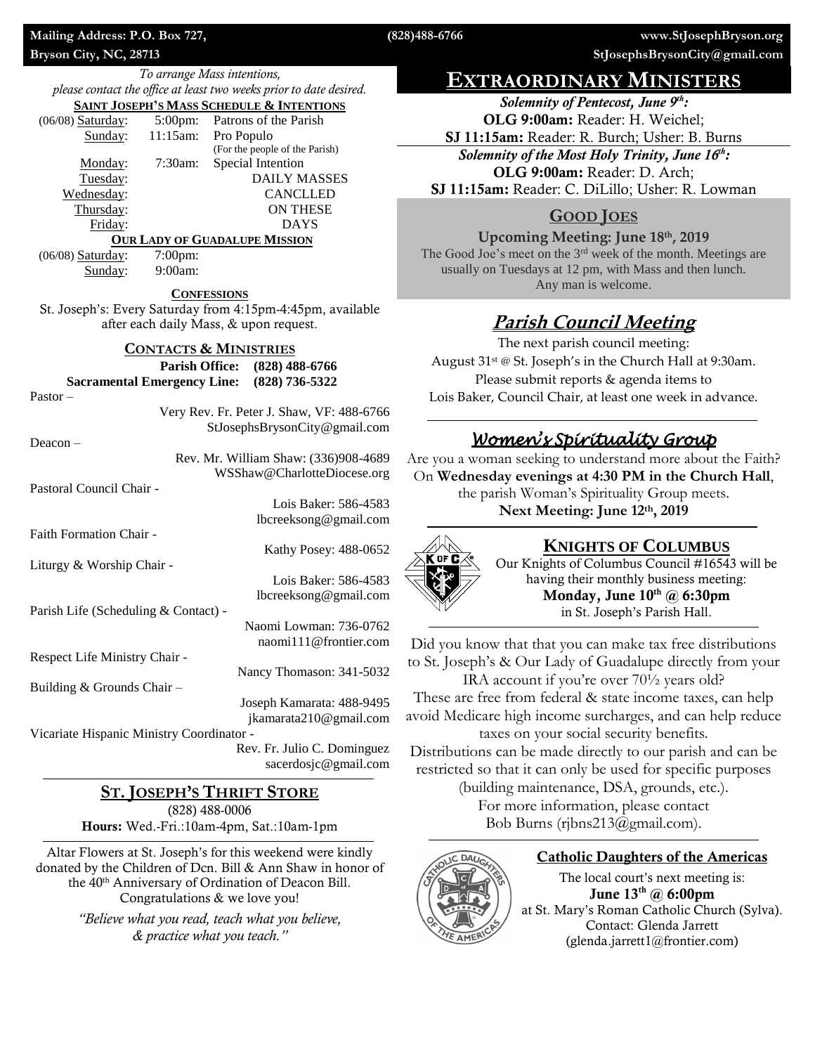Mailing Address: P.O. Box 727, Bryson City, NC, 28713 | (828)488-6766 | www.StJosephBryson.org | StJosephsBrysonCity@gmail.com

*To arrange Mass intentions, please contact the office at least two weeks prior to date desired.*

**SAINT JOSEPH'S MASS SCHEDULE & INTENTIONS**

| | | |
|---|---|---|
| (06/08) Saturday: | 5:00pm: | Patrons of the Parish |
| Sunday: | 11:15am: | Pro Populo (For the people of the Parish) |
| Monday: | 7:30am: | Special Intention |
| Tuesday: | | DAILY MASSES |
| Wednesday: | | CANCLLED |
| Thursday: | | ON THESE |
| Friday: | | DAYS |

**OUR LADY OF GUADALUPE MISSION**

| | | |
|---|---|---|
| (06/08) Saturday: | 7:00pm: | |
| Sunday: | 9:00am: | |

**CONFESSIONS**

St. Joseph's: Every Saturday from 4:15pm-4:45pm, available after each daily Mass, & upon request.

**CONTACTS & MINISTRIES**

**Parish Office: (828) 488-6766**
**Sacramental Emergency Line: (828) 736-5322**

Pastor – Very Rev. Fr. Peter J. Shaw, VF: 488-6766, StJosephsBrysonCity@gmail.com

Deacon – Rev. Mr. William Shaw: (336)908-4689, WSShaw@CharlotteDiocese.org

Pastoral Council Chair - Lois Baker: 586-4583, lbcreeksong@gmail.com

Faith Formation Chair - Kathy Posey: 488-0652

Liturgy & Worship Chair - Lois Baker: 586-4583, lbcreeksong@gmail.com

Parish Life (Scheduling & Contact) - Naomi Lowman: 736-0762, naomi111@frontier.com

Respect Life Ministry Chair - Nancy Thomason: 341-5032

Building & Grounds Chair – Joseph Kamarata: 488-9495, jkamarata210@gmail.com

Vicariate Hispanic Ministry Coordinator - Rev. Fr. Julio C. Dominguez, sacerdosjc@gmail.com

## ST. JOSEPH'S THRIFT STORE

(828) 488-0006

**Hours:** Wed.-Fri.:10am-4pm, Sat.:10am-1pm

Altar Flowers at St. Joseph's for this weekend were kindly donated by the Children of Dcn. Bill & Ann Shaw in honor of the 40th Anniversary of Ordination of Deacon Bill. Congratulations & we love you!

*"Believe what you read, teach what you believe, & practice what you teach."*

## EXTRAORDINARY MINISTERS

***Solemnity of Pentecost, June 9th:***

**OLG 9:00am:** Reader: H. Weichel;

**SJ 11:15am:** Reader: R. Burch; Usher: B. Burns

***Solemnity of the Most Holy Trinity, June 16th:***

**OLG 9:00am:** Reader: D. Arch;

**SJ 11:15am:** Reader: C. DiLillo; Usher: R. Lowman

## GOOD JOES

**Upcoming Meeting: June 18th, 2019**

The Good Joe's meet on the 3rd week of the month. Meetings are usually on Tuesdays at 12 pm, with Mass and then lunch. Any man is welcome.

## *Parish Council Meeting*

The next parish council meeting: August 31st @ St. Joseph's in the Church Hall at 9:30am. Please submit reports & agenda items to Lois Baker, Council Chair, at least one week in advance.

## *Women's Spirituality Group*

Are you a woman seeking to understand more about the Faith? On **Wednesday evenings at 4:30 PM in the Church Hall**, the parish Woman's Spirituality Group meets.

**Next Meeting: June 12th, 2019**

## KNIGHTS OF COLUMBUS

Our Knights of Columbus Council #16543 will be having their monthly business meeting: **Monday, June 10th @ 6:30pm** in St. Joseph's Parish Hall.

Did you know that that you can make tax free distributions to St. Joseph's & Our Lady of Guadalupe directly from your IRA account if you're over 70½ years old? These are free from federal & state income taxes, can help avoid Medicare high income surcharges, and can help reduce taxes on your social security benefits. Distributions can be made directly to our parish and can be restricted so that it can only be used for specific purposes (building maintenance, DSA, grounds, etc.). For more information, please contact Bob Burns (rjbns213@gmail.com).

## Catholic Daughters of the Americas

The local court's next meeting is: **June 13th @ 6:00pm** at St. Mary's Roman Catholic Church (Sylva). Contact: Glenda Jarrett (glenda.jarrett1@frontier.com)